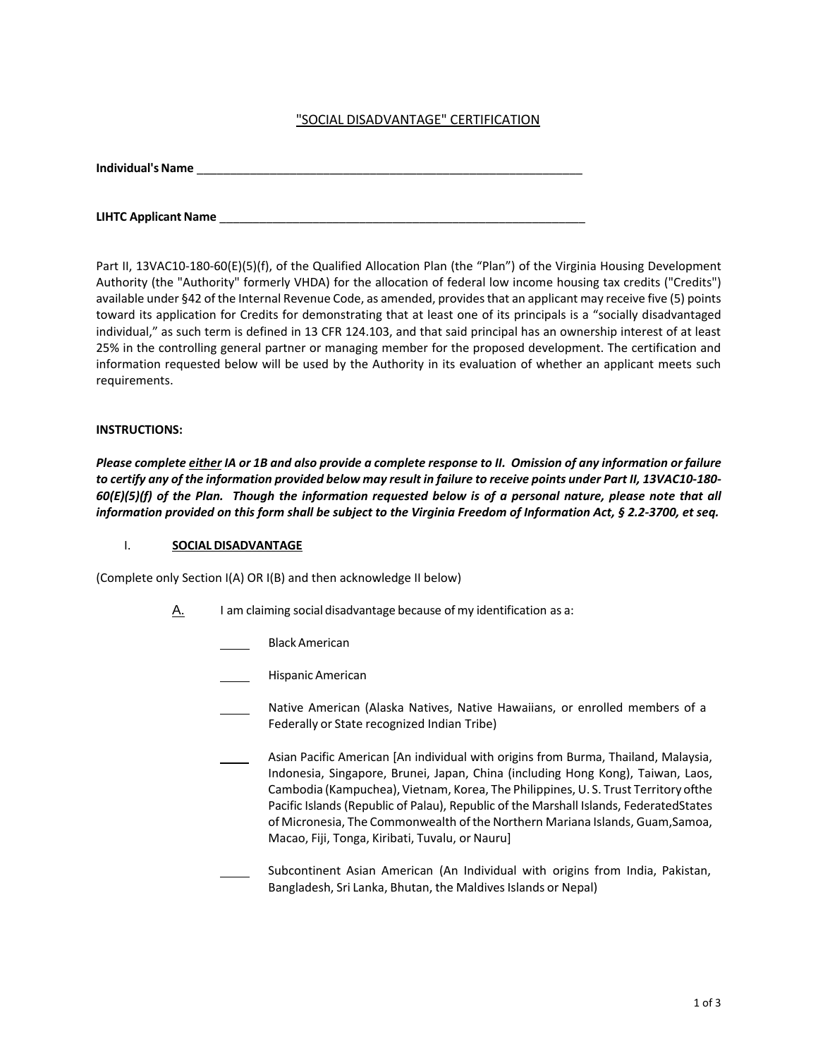# "SOCIAL DISADVANTAGE" CERTIFICATION

**Individual's Name** ____________________________________________________________

**LIHTC Applicant Name** ________________________________________________________

Part II, 13VAC10-180-60(E)(5)(f), of the Qualified Allocation Plan (the "Plan") of the Virginia Housing Development Authority (the "Authority" formerly VHDA) for the allocation of federal low income housing tax credits ("Credits") available under §42 of the Internal Revenue Code, as amended, provides that an applicant may receive five (5) points toward its application for Credits for demonstrating that at least one of its principals is a "socially disadvantaged individual," as such term is defined in 13 CFR 124.103, and that said principal has an ownership interest of at least 25% in the controlling general partner or managing member for the proposed development. The certification and information requested below will be used by the Authority in its evaluation of whether an applicant meets such requirements.

**INSTRUCTIONS:**

***Please complete <u>either</u> IA or 1B and also provide a complete response to II. Omission of any information or failure to certify any of the information provided below may result in failure to receive points under Part II, 13VAC10-180-60(E)(5)(f) of the Plan. Though the information requested below is of a personal nature, please note that all information provided on this form shall be subject to the Virginia Freedom of Information Act, § 2.2-3700, et seq.***

I. **<u>SOCIAL DISADVANTAGE</u>**

(Complete only Section I(A) OR I(B) and then acknowledge II below)

<u>A.</u> I am claiming social disadvantage because of my identification as a:

____ Black American

____ Hispanic American

____ Native American (Alaska Natives, Native Hawaiians, or enrolled members of a Federally or State recognized Indian Tribe)

____ Asian Pacific American [An individual with origins from Burma, Thailand, Malaysia, Indonesia, Singapore, Brunei, Japan, China (including Hong Kong), Taiwan, Laos, Cambodia (Kampuchea), Vietnam, Korea, The Philippines, U. S. Trust Territory ofthe Pacific Islands (Republic of Palau), Republic of the Marshall Islands, FederatedStates of Micronesia, The Commonwealth of the Northern Mariana Islands, Guam,Samoa, Macao, Fiji, Tonga, Kiribati, Tuvalu, or Nauru]

____ Subcontinent Asian American (An Individual with origins from India, Pakistan, Bangladesh, Sri Lanka, Bhutan, the Maldives Islands or Nepal)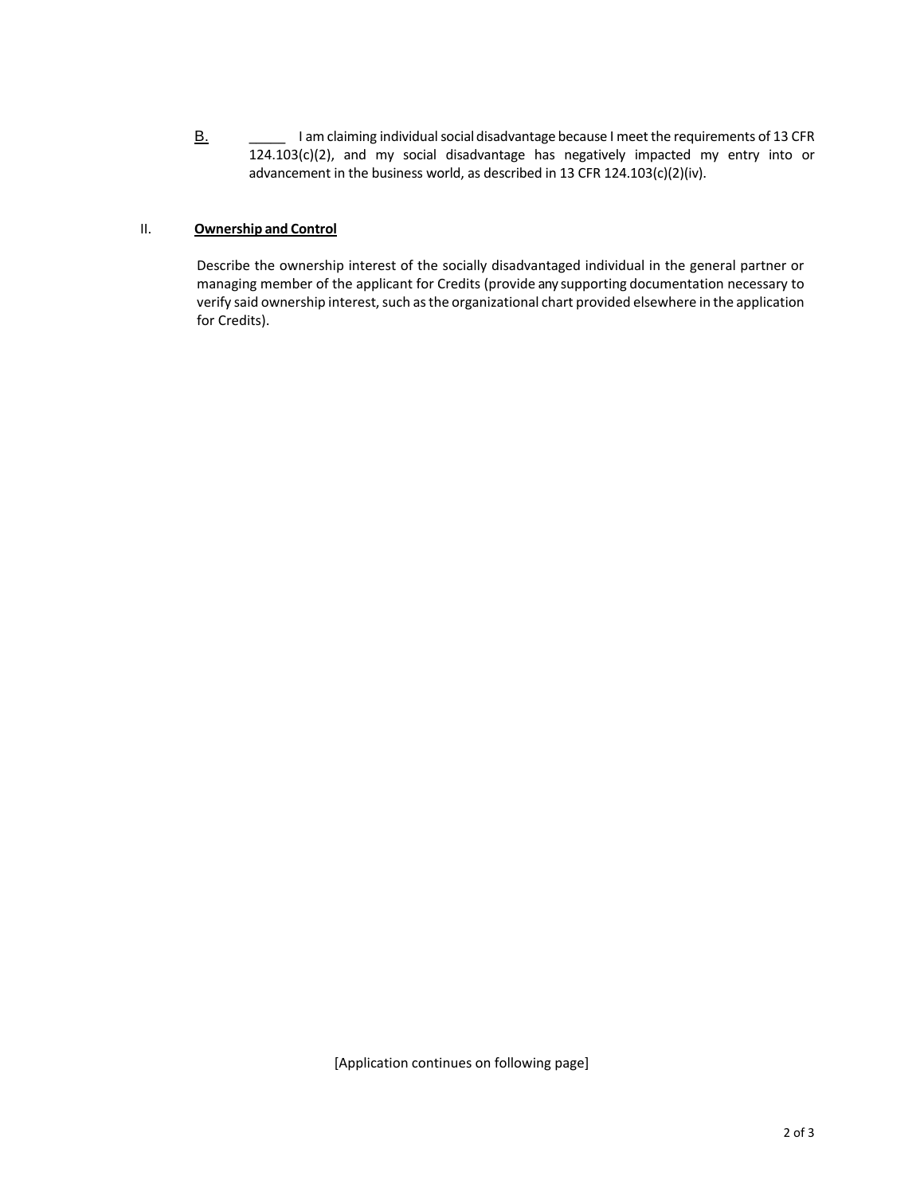B. _____ I am claiming individual social disadvantage because I meet the requirements of 13 CFR 124.103(c)(2), and my social disadvantage has negatively impacted my entry into or advancement in the business world, as described in 13 CFR 124.103(c)(2)(iv).

## II. **Ownership and Control**

Describe the ownership interest of the socially disadvantaged individual in the general partner or managing member of the applicant for Credits (provide any supporting documentation necessary to verify said ownership interest, such as the organizational chart provided elsewhere in the application for Credits).

[Application continues on following page]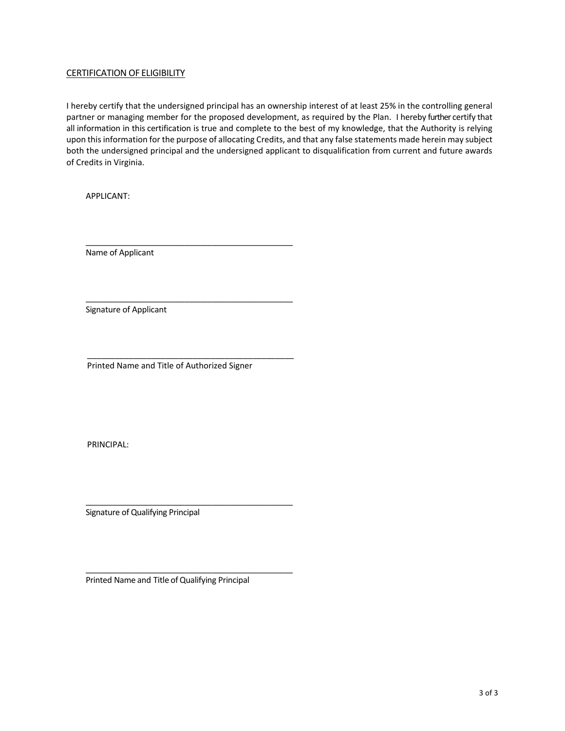## CERTIFICATION OF ELIGIBILITY

I hereby certify that the undersigned principal has an ownership interest of at least 25% in the controlling general partner or managing member for the proposed development, as required by the Plan. I hereby further certify that all information in this certification is true and complete to the best of my knowledge, that the Authority is relying upon this information for the purpose of allocating Credits, and that any false statements made herein may subject both the undersigned principal and the undersigned applicant to disqualification from current and future awards of Credits in Virginia.

APPLICANT:

______________________________________________
Name of Applicant

______________________________________________
Signature of Applicant

______________________________________________
Printed Name and Title of Authorized Signer

PRINCIPAL:

______________________________________________
Signature of Qualifying Principal

______________________________________________
Printed Name and Title of Qualifying Principal